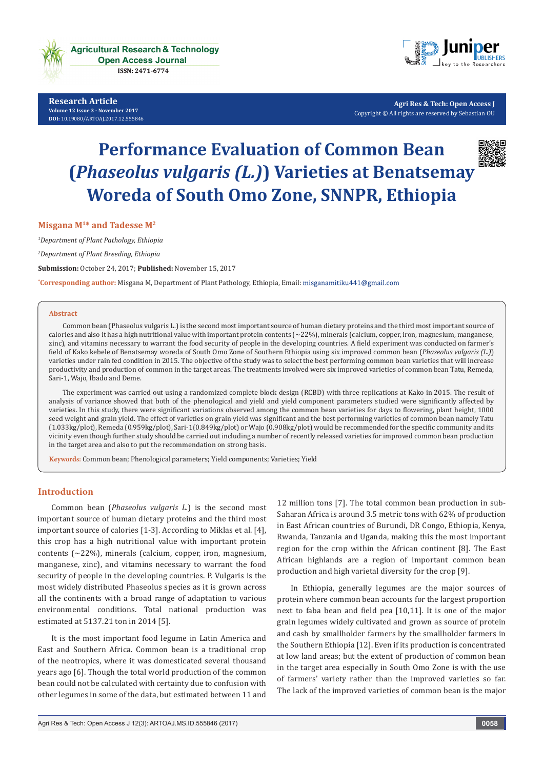# Performance Evaluation of Common Bean (*Phaseolus vulgaris (L.)*) Varieties at Benatsemay Woreda of South Omo Zone, SNNPR, Ethiopia

**Misgana M[1]* and Tadesse M[2]**

*[1]Department of Plant Pathology, Ethiopia*

*[2]Department of Plant Breeding, Ethiopia*

**Submission:** October 24, 2017; **Published:** November 15, 2017

***Corresponding author:** Misgana M, Department of Plant Pathology, Ethiopia, Email: misganamitiku441@gmail.com

## Abstract

Common bean (Phaseolus vulgaris L.) is the second most important source of human dietary proteins and the third most important source of calories and also it has a high nutritional value with important protein contents (~22%), minerals (calcium, copper, iron, magnesium, manganese, zinc), and vitamins necessary to warrant the food security of people in the developing countries. A field experiment was conducted on farmer's field of Kako kebele of Benatsemay woreda of South Omo Zone of Southern Ethiopia using six improved common bean (*Phaseolus vulgaris (L.)*) varieties under rain fed condition in 2015. The objective of the study was to select the best performing common bean varieties that will increase productivity and production of common in the target areas. The treatments involved were six improved varieties of common bean Tatu, Remeda, Sari-1, Wajo, Ibado and Deme.

The experiment was carried out using a randomized complete block design (RCBD) with three replications at Kako in 2015. The result of analysis of variance showed that both of the phenological and yield and yield component parameters studied were significantly affected by varieties. In this study, there were significant variations observed among the common bean varieties for days to flowering, plant height, 1000 seed weight and grain yield. The effect of varieties on grain yield was significant and the best performing varieties of common bean namely Tatu (1.033kg/plot), Remeda (0.959kg/plot), Sari-1(0.849kg/plot) or Wajo (0.908kg/plot) would be recommended for the specific community and its vicinity even though further study should be carried out including a number of recently released varieties for improved common bean production in the target area and also to put the recommendation on strong basis.

**Keywords:** Common bean; Phenological parameters; Yield components; Varieties; Yield

## Introduction

Common bean (*Phaseolus vulgaris L.*) is the second most important source of human dietary proteins and the third most important source of calories [1-3]. According to Miklas et al. [4], this crop has a high nutritional value with important protein contents (~22%), minerals (calcium, copper, iron, magnesium, manganese, zinc), and vitamins necessary to warrant the food security of people in the developing countries. P. Vulgaris is the most widely distributed Phaseolus species as it is grown across all the continents with a broad range of adaptation to various environmental conditions. Total national production was estimated at 5137.21 ton in 2014 [5].

It is the most important food legume in Latin America and East and Southern Africa. Common bean is a traditional crop of the neotropics, where it was domesticated several thousand years ago [6]. Though the total world production of the common bean could not be calculated with certainty due to confusion with other legumes in some of the data, but estimated between 11 and 12 million tons [7]. The total common bean production in sub-Saharan Africa is around 3.5 metric tons with 62% of production in East African countries of Burundi, DR Congo, Ethiopia, Kenya, Rwanda, Tanzania and Uganda, making this the most important region for the crop within the African continent [8]. The East African highlands are a region of important common bean production and high varietal diversity for the crop [9].

In Ethiopia, generally legumes are the major sources of protein where common bean accounts for the largest proportion next to faba bean and field pea [10,11]. It is one of the major grain legumes widely cultivated and grown as source of protein and cash by smallholder farmers by the smallholder farmers in the Southern Ethiopia [12]. Even if its production is concentrated at low land areas; but the extent of production of common bean in the target area especially in South Omo Zone is with the use of farmers' variety rather than the improved varieties so far. The lack of the improved varieties of common bean is the major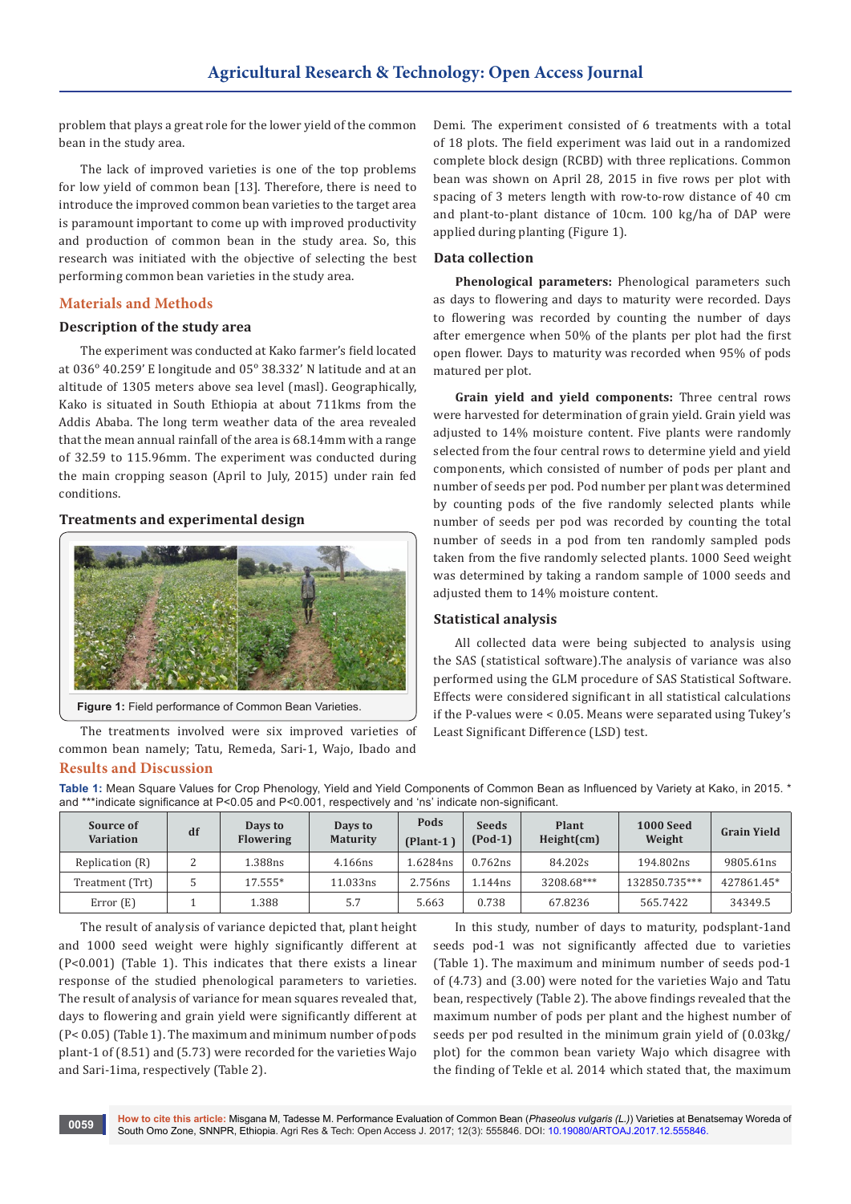problem that plays a great role for the lower yield of the common bean in the study area.

The lack of improved varieties is one of the top problems for low yield of common bean [13]. Therefore, there is need to introduce the improved common bean varieties to the target area is paramount important to come up with improved productivity and production of common bean in the study area. So, this research was initiated with the objective of selecting the best performing common bean varieties in the study area.

## Materials and Methods

### Description of the study area

The experiment was conducted at Kako farmer's field located at 036° 40.259' E longitude and 05° 38.332' N latitude and at an altitude of 1305 meters above sea level (masl). Geographically, Kako is situated in South Ethiopia at about 711kms from the Addis Ababa. The long term weather data of the area revealed that the mean annual rainfall of the area is 68.14mm with a range of 32.59 to 115.96mm. The experiment was conducted during the main cropping season (April to July, 2015) under rain fed conditions.

### Treatments and experimental design

Figure 1: Field performance of Common Bean Varieties.

The treatments involved were six improved varieties of common bean namely; Tatu, Remeda, Sari-1, Wajo, Ibado and Demi. The experiment consisted of 6 treatments with a total of 18 plots. The field experiment was laid out in a randomized complete block design (RCBD) with three replications. Common bean was shown on April 28, 2015 in five rows per plot with spacing of 3 meters length with row-to-row distance of 40 cm and plant-to-plant distance of 10cm. 100 kg/ha of DAP were applied during planting (Figure 1).

### Data collection

**Phenological parameters:** Phenological parameters such as days to flowering and days to maturity were recorded. Days to flowering was recorded by counting the number of days after emergence when 50% of the plants per plot had the first open flower. Days to maturity was recorded when 95% of pods matured per plot.

**Grain yield and yield components:** Three central rows were harvested for determination of grain yield. Grain yield was adjusted to 14% moisture content. Five plants were randomly selected from the four central rows to determine yield and yield components, which consisted of number of pods per plant and number of seeds per pod. Pod number per plant was determined by counting pods of the five randomly selected plants while number of seeds per pod was recorded by counting the total number of seeds in a pod from ten randomly sampled pods taken from the five randomly selected plants. 1000 Seed weight was determined by taking a random sample of 1000 seeds and adjusted them to 14% moisture content.

### Statistical analysis

All collected data were being subjected to analysis using the SAS (statistical software).The analysis of variance was also performed using the GLM procedure of SAS Statistical Software. Effects were considered significant in all statistical calculations if the P-values were < 0.05. Means were separated using Tukey's Least Significant Difference (LSD) test.

## Results and Discussion

**Table 1:** Mean Square Values for Crop Phenology, Yield and Yield Components of Common Bean as Influenced by Variety at Kako, in 2015. * and ***indicate significance at P<0.05 and P<0.001, respectively and 'ns' indicate non-significant.

| Source of Variation | df | Days to Flowering | Days to Maturity | Pods (Plant-1 ) | Seeds (Pod-1) | Plant Height(cm) | 1000 Seed Weight | Grain Yield |
|---|---|---|---|---|---|---|---|---|
| Replication (R) | 2 | 1.388ns | 4.166ns | 1.6284ns | 0.762ns | 84.202s | 194.802ns | 9805.61ns |
| Treatment (Trt) | 5 | 17.555* | 11.033ns | 2.756ns | 1.144ns | 3208.68*** | 132850.735*** | 427861.45* |
| Error (E) | 1 | 1.388 | 5.7 | 5.663 | 0.738 | 67.8236 | 565.7422 | 34349.5 |

The result of analysis of variance depicted that, plant height and 1000 seed weight were highly significantly different at (P<0.001) (Table 1). This indicates that there exists a linear response of the studied phenological parameters to varieties. The result of analysis of variance for mean squares revealed that, days to flowering and grain yield were significantly different at (P< 0.05) (Table 1). The maximum and minimum number of pods plant-1 of (8.51) and (5.73) were recorded for the varieties Wajo and Sari-1ima, respectively (Table 2).

In this study, number of days to maturity, podsplant-1and seeds pod-1 was not significantly affected due to varieties (Table 1). The maximum and minimum number of seeds pod-1 of (4.73) and (3.00) were noted for the varieties Wajo and Tatu bean, respectively (Table 2). The above findings revealed that the maximum number of pods per plant and the highest number of seeds per pod resulted in the minimum grain yield of (0.03kg/plot) for the common bean variety Wajo which disagree with the finding of Tekle et al. 2014 which stated that, the maximum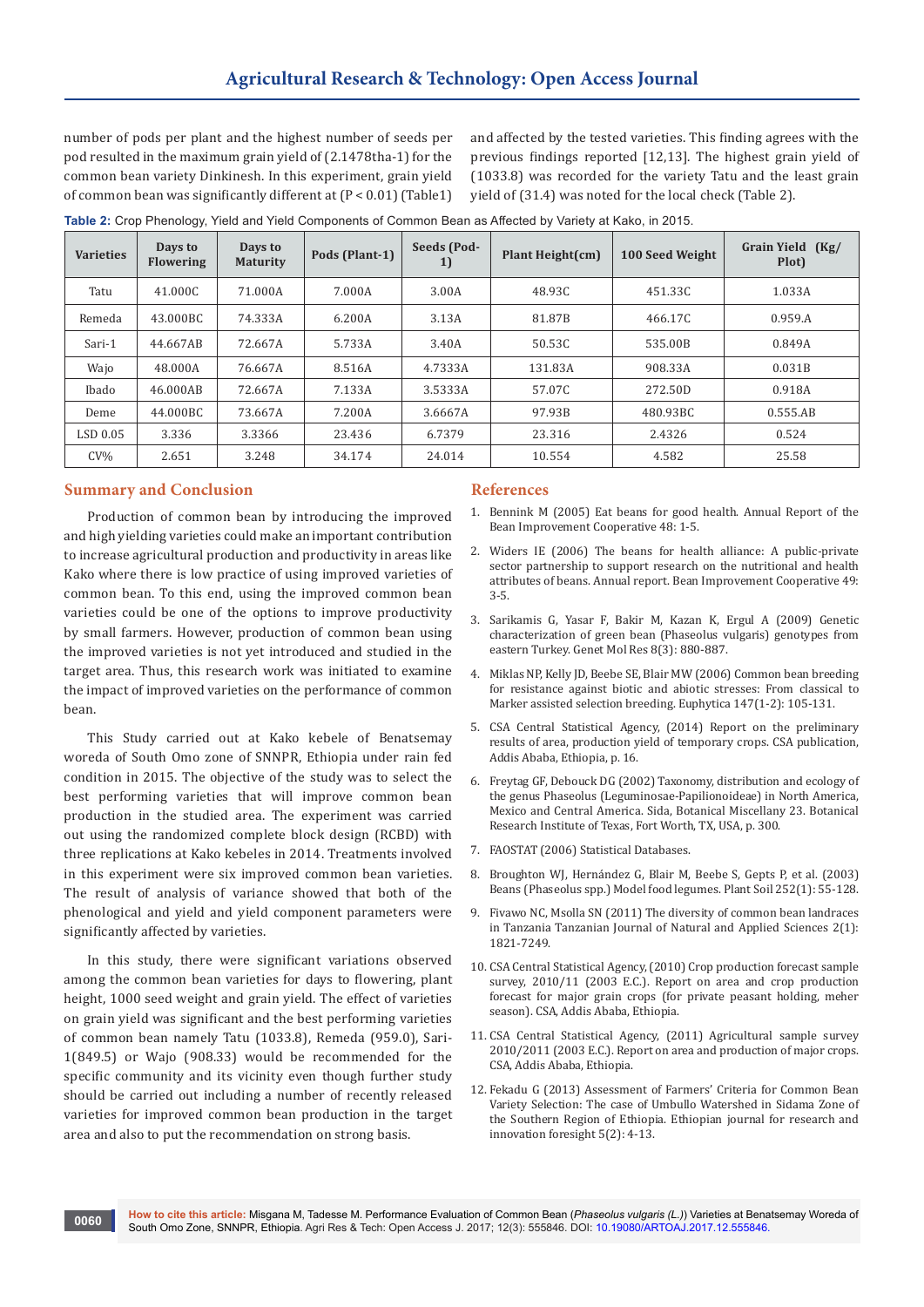number of pods per plant and the highest number of seeds per pod resulted in the maximum grain yield of (2.1478tha-1) for the common bean variety Dinkinesh. In this experiment, grain yield of common bean was significantly different at ($P < 0.01$) (Table1) and affected by the tested varieties. This finding agrees with the previous findings reported [12,13]. The highest grain yield of (1033.8) was recorded for the variety Tatu and the least grain yield of (31.4) was noted for the local check (Table 2).

**Table 2:** Crop Phenology, Yield and Yield Components of Common Bean as Affected by Variety at Kako, in 2015.

| Varieties | Days to Flowering | Days to Maturity | Pods (Plant-1) | Seeds (Pod-1) | Plant Height(cm) | 100 Seed Weight | Grain Yield (Kg/ Plot) |
|---|---|---|---|---|---|---|---|
| Tatu | 41.000C | 71.000A | 7.000A | 3.00A | 48.93C | 451.33C | 1.033A |
| Remeda | 43.000BC | 74.333A | 6.200A | 3.13A | 81.87B | 466.17C | 0.959.A |
| Sari-1 | 44.667AB | 72.667A | 5.733A | 3.40A | 50.53C | 535.00B | 0.849A |
| Wajo | 48.000A | 76.667A | 8.516A | 4.7333A | 131.83A | 908.33A | 0.031B |
| Ibado | 46.000AB | 72.667A | 7.133A | 3.5333A | 57.07C | 272.50D | 0.918A |
| Deme | 44.000BC | 73.667A | 7.200A | 3.6667A | 97.93B | 480.93BC | 0.555.AB |
| LSD 0.05 | 3.336 | 3.3366 | 23.436 | 6.7379 | 23.316 | 2.4326 | 0.524 |
| CV% | 2.651 | 3.248 | 34.174 | 24.014 | 10.554 | 4.582 | 25.58 |

## Summary and Conclusion

Production of common bean by introducing the improved and high yielding varieties could make an important contribution to increase agricultural production and productivity in areas like Kako where there is low practice of using improved varieties of common bean. To this end, using the improved common bean varieties could be one of the options to improve productivity by small farmers. However, production of common bean using the improved varieties is not yet introduced and studied in the target area. Thus, this research work was initiated to examine the impact of improved varieties on the performance of common bean.

This Study carried out at Kako kebele of Benatsemay woreda of South Omo zone of SNNPR, Ethiopia under rain fed condition in 2015. The objective of the study was to select the best performing varieties that will improve common bean production in the studied area. The experiment was carried out using the randomized complete block design (RCBD) with three replications at Kako kebeles in 2014. Treatments involved in this experiment were six improved common bean varieties. The result of analysis of variance showed that both of the phenological and yield and yield component parameters were significantly affected by varieties.

In this study, there were significant variations observed among the common bean varieties for days to flowering, plant height, 1000 seed weight and grain yield. The effect of varieties on grain yield was significant and the best performing varieties of common bean namely Tatu (1033.8), Remeda (959.0), Sari-1(849.5) or Wajo (908.33) would be recommended for the specific community and its vicinity even though further study should be carried out including a number of recently released varieties for improved common bean production in the target area and also to put the recommendation on strong basis.

## References

1. Bennink M (2005) Eat beans for good health. Annual Report of the Bean Improvement Cooperative 48: 1-5.
2. Widers IE (2006) The beans for health alliance: A public-private sector partnership to support research on the nutritional and health attributes of beans. Annual report. Bean Improvement Cooperative 49: 3-5.
3. Sarikamis G, Yasar F, Bakir M, Kazan K, Ergul A (2009) Genetic characterization of green bean (Phaseolus vulgaris) genotypes from eastern Turkey. Genet Mol Res 8(3): 880-887.
4. Miklas NP, Kelly JD, Beebe SE, Blair MW (2006) Common bean breeding for resistance against biotic and abiotic stresses: From classical to Marker assisted selection breeding. Euphytica 147(1-2): 105-131.
5. CSA Central Statistical Agency, (2014) Report on the preliminary results of area, production yield of temporary crops. CSA publication, Addis Ababa, Ethiopia, p. 16.
6. Freytag GF, Debouck DG (2002) Taxonomy, distribution and ecology of the genus Phaseolus (Leguminosae-Papilionoideae) in North America, Mexico and Central America. Sida, Botanical Miscellany 23. Botanical Research Institute of Texas, Fort Worth, TX, USA, p. 300.
7. FAOSTAT (2006) Statistical Databases.
8. Broughton WJ, Hernández G, Blair M, Beebe S, Gepts P, et al. (2003) Beans (Phaseolus spp.) Model food legumes. Plant Soil 252(1): 55-128.
9. Fivawo NC, Msolla SN (2011) The diversity of common bean landraces in Tanzania Tanzanian Journal of Natural and Applied Sciences 2(1): 1821-7249.
10. CSA Central Statistical Agency, (2010) Crop production forecast sample survey, 2010/11 (2003 E.C.). Report on area and crop production forecast for major grain crops (for private peasant holding, meher season). CSA, Addis Ababa, Ethiopia.
11. CSA Central Statistical Agency, (2011) Agricultural sample survey 2010/2011 (2003 E.C.). Report on area and production of major crops. CSA, Addis Ababa, Ethiopia.
12. Fekadu G (2013) Assessment of Farmers' Criteria for Common Bean Variety Selection: The case of Umbullo Watershed in Sidama Zone of the Southern Region of Ethiopia. Ethiopian journal for research and innovation foresight 5(2): 4-13.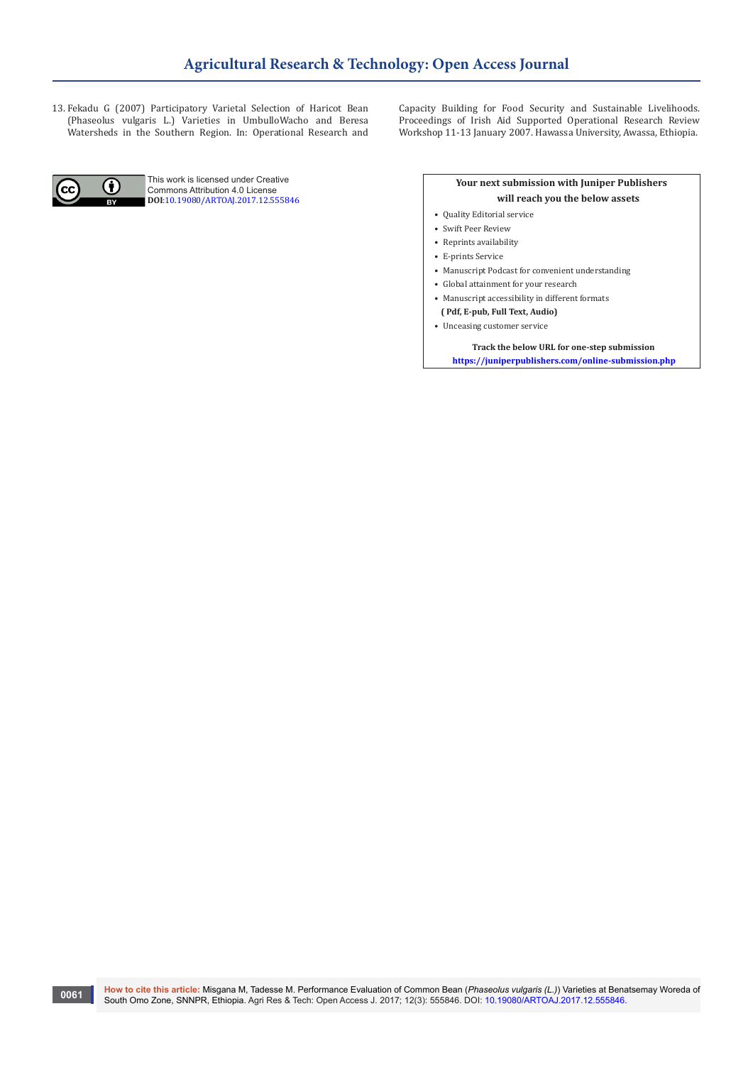13. Fekadu G (2007) Participatory Varietal Selection of Haricot Bean (Phaseolus vulgaris L.) Varieties in UmbulloWacho and Beresa Watersheds in the Southern Region. In: Operational Research and Capacity Building for Food Security and Sustainable Livelihoods. Proceedings of Irish Aid Supported Operational Research Review Workshop 11-13 January 2007. Hawassa University, Awassa, Ethiopia.

This work is licensed under Creative Commons Attribution 4.0 License
**DOI**:10.19080/ARTOAJ.2017.12.555846

**Your next submission with Juniper Publishers will reach you the below assets**

- Quality Editorial service
- Swift Peer Review
- Reprints availability
- E-prints Service
- Manuscript Podcast for convenient understanding
- Global attainment for your research
- Manuscript accessibility in different formats **( Pdf, E-pub, Full Text, Audio)**
- Unceasing customer service

**Track the below URL for one-step submission**
**https://juniperpublishers.com/online-submission.php**

**How to cite this article:** Misgana M, Tadesse M. Performance Evaluation of Common Bean (*Phaseolus vulgaris (L.)*) Varieties at Benatsemay Woreda of South Omo Zone, SNNPR, Ethiopia. Agri Res & Tech: Open Access J. 2017; 12(3): 555846. DOI: 10.19080/ARTOAJ.2017.12.555846.